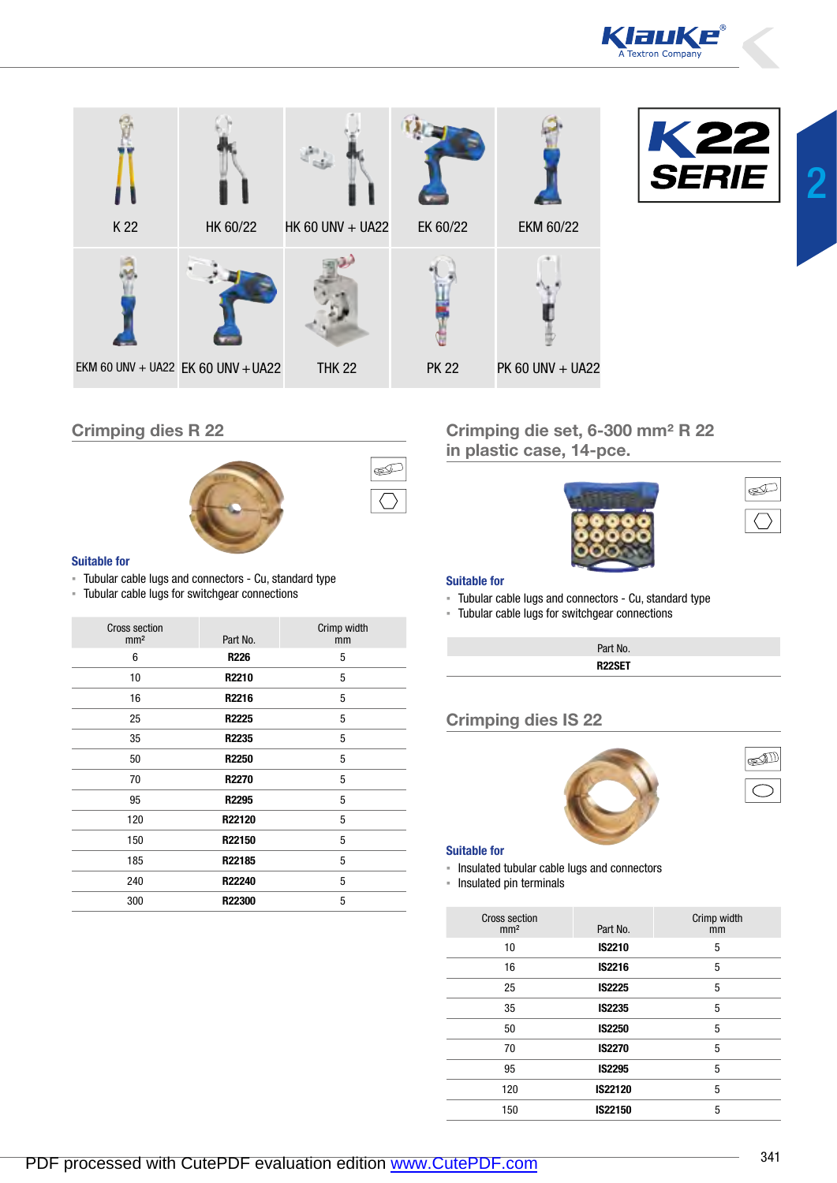K 22 | HK 60/22 | HK 60 UNV + UA22 | EK 60/22 | EKM 60/22

EKM 60 UNV + UA22 | EK 60 UNV + UA22 | THK 22 | PK 22 | PK 60 UNV + UA22

# K22 SERIE

## Crimping dies R 22

**Suitable for**

- Tubular cable lugs and connectors - Cu, standard type
- Tubular cable lugs for switchgear connections

| Cross section mm² | Part No. | Crimp width mm |
|---|---|---|
| 6 | **R226** | 5 |
| 10 | **R2210** | 5 |
| 16 | **R2216** | 5 |
| 25 | **R2225** | 5 |
| 35 | **R2235** | 5 |
| 50 | **R2250** | 5 |
| 70 | **R2270** | 5 |
| 95 | **R2295** | 5 |
| 120 | **R22120** | 5 |
| 150 | **R22150** | 5 |
| 185 | **R22185** | 5 |
| 240 | **R22240** | 5 |
| 300 | **R22300** | 5 |

## Crimping die set, 6-300 mm² R 22 in plastic case, 14-pce.

**Suitable for**

- Tubular cable lugs and connectors - Cu, standard type
- Tubular cable lugs for switchgear connections

| Part No. |
|---|
| **R22SET** |

## Crimping dies IS 22

**Suitable for**

- Insulated tubular cable lugs and connectors
- Insulated pin terminals

| Cross section mm² | Part No. | Crimp width mm |
|---|---|---|
| 10 | **IS2210** | 5 |
| 16 | **IS2216** | 5 |
| 25 | **IS2225** | 5 |
| 35 | **IS2235** | 5 |
| 50 | **IS2250** | 5 |
| 70 | **IS2270** | 5 |
| 95 | **IS2295** | 5 |
| 120 | **IS22120** | 5 |
| 150 | **IS22150** | 5 |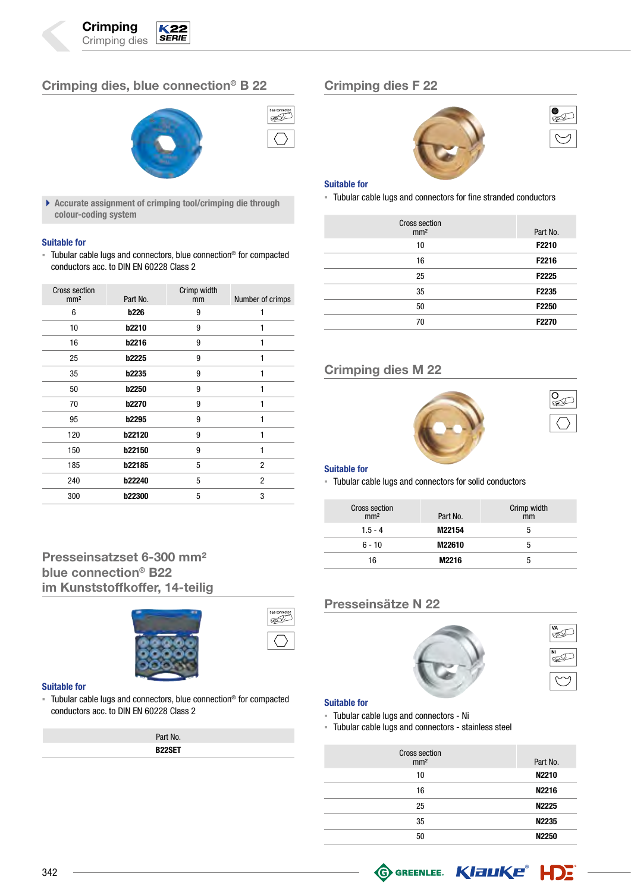## Crimping dies, blue connection® B 22

▸ Accurate assignment of crimping tool/crimping die through colour-coding system

**Suitable for**

- Tubular cable lugs and connectors, blue connection® for compacted conductors acc. to DIN EN 60228 Class 2

| Cross section mm² | Part No. | Crimp width mm | Number of crimps |
|---|---|---|---|
| 6 | **b226** | 9 | 1 |
| 10 | **b2210** | 9 | 1 |
| 16 | **b2216** | 9 | 1 |
| 25 | **b2225** | 9 | 1 |
| 35 | **b2235** | 9 | 1 |
| 50 | **b2250** | 9 | 1 |
| 70 | **b2270** | 9 | 1 |
| 95 | **b2295** | 9 | 1 |
| 120 | **b22120** | 9 | 1 |
| 150 | **b22150** | 9 | 1 |
| 185 | **b22185** | 5 | 2 |
| 240 | **b22240** | 5 | 2 |
| 300 | **b22300** | 5 | 3 |

## Presseinsatzset 6-300 mm² blue connection® B22 im Kunststoffkoffer, 14-teilig

**Suitable for**

- Tubular cable lugs and connectors, blue connection® for compacted conductors acc. to DIN EN 60228 Class 2

| Part No. |
|---|
| **B22SET** |

## Crimping dies F 22

**Suitable for**

- Tubular cable lugs and connectors for fine stranded conductors

| Cross section mm² | Part No. |
|---|---|
| 10 | **F2210** |
| 16 | **F2216** |
| 25 | **F2225** |
| 35 | **F2235** |
| 50 | **F2250** |
| 70 | **F2270** |

## Crimping dies M 22

**Suitable for**

- Tubular cable lugs and connectors for solid conductors

| Cross section mm² | Part No. | Crimp width mm |
|---|---|---|
| 1.5 - 4 | **M22154** | 5 |
| 6 - 10 | **M22610** | 5 |
| 16 | **M2216** | 5 |

## Presseinsätze N 22

**Suitable for**

- Tubular cable lugs and connectors - Ni
- Tubular cable lugs and connectors - stainless steel

| Cross section mm² | Part No. |
|---|---|
| 10 | **N2210** |
| 16 | **N2216** |
| 25 | **N2225** |
| 35 | **N2235** |
| 50 | **N2250** |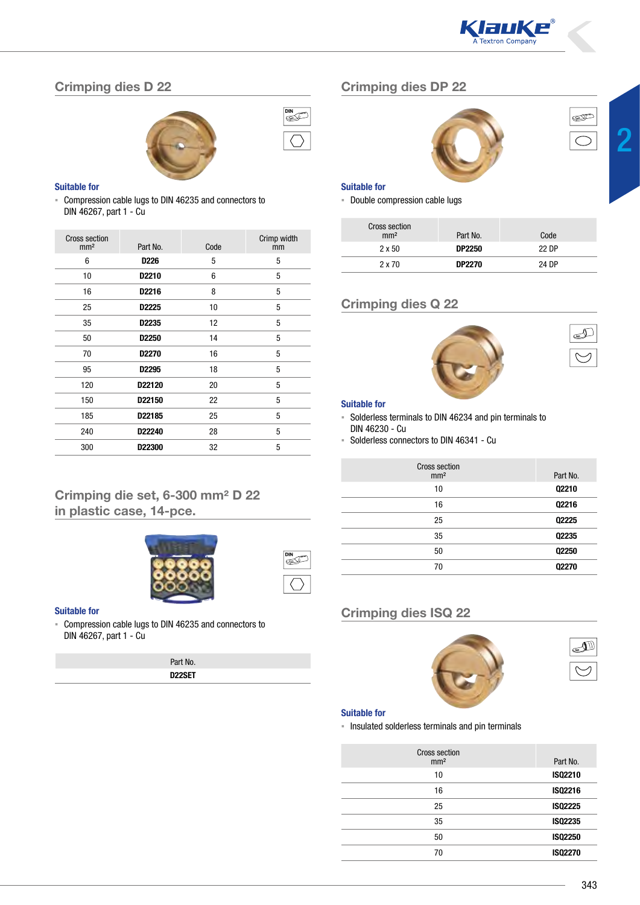## Crimping dies D 22

**Suitable for**

- Compression cable lugs to DIN 46235 and connectors to DIN 46267, part 1 - Cu

| Cross section mm² | Part No. | Code | Crimp width mm |
|---|---|---|---|
| 6 | **D226** | 5 | 5 |
| 10 | **D2210** | 6 | 5 |
| 16 | **D2216** | 8 | 5 |
| 25 | **D2225** | 10 | 5 |
| 35 | **D2235** | 12 | 5 |
| 50 | **D2250** | 14 | 5 |
| 70 | **D2270** | 16 | 5 |
| 95 | **D2295** | 18 | 5 |
| 120 | **D22120** | 20 | 5 |
| 150 | **D22150** | 22 | 5 |
| 185 | **D22185** | 25 | 5 |
| 240 | **D22240** | 28 | 5 |
| 300 | **D22300** | 32 | 5 |

## Crimping die set, 6-300 mm² D 22 in plastic case, 14-pce.

**Suitable for**

- Compression cable lugs to DIN 46235 and connectors to DIN 46267, part 1 - Cu

| Part No. |
|---|
| **D22SET** |

## Crimping dies DP 22

**Suitable for**

- Double compression cable lugs

| Cross section mm² | Part No. | Code |
|---|---|---|
| 2 x 50 | **DP2250** | 22 DP |
| 2 x 70 | **DP2270** | 24 DP |

## Crimping dies Q 22

**Suitable for**

- Solderless terminals to DIN 46234 and pin terminals to DIN 46230 - Cu
- Solderless connectors to DIN 46341 - Cu

| Cross section mm² | Part No. |
|---|---|
| 10 | **Q2210** |
| 16 | **Q2216** |
| 25 | **Q2225** |
| 35 | **Q2235** |
| 50 | **Q2250** |
| 70 | **Q2270** |

## Crimping dies ISQ 22

**Suitable for**

- Insulated solderless terminals and pin terminals

| Cross section mm² | Part No. |
|---|---|
| 10 | **ISQ2210** |
| 16 | **ISQ2216** |
| 25 | **ISQ2225** |
| 35 | **ISQ2235** |
| 50 | **ISQ2250** |
| 70 | **ISQ2270** |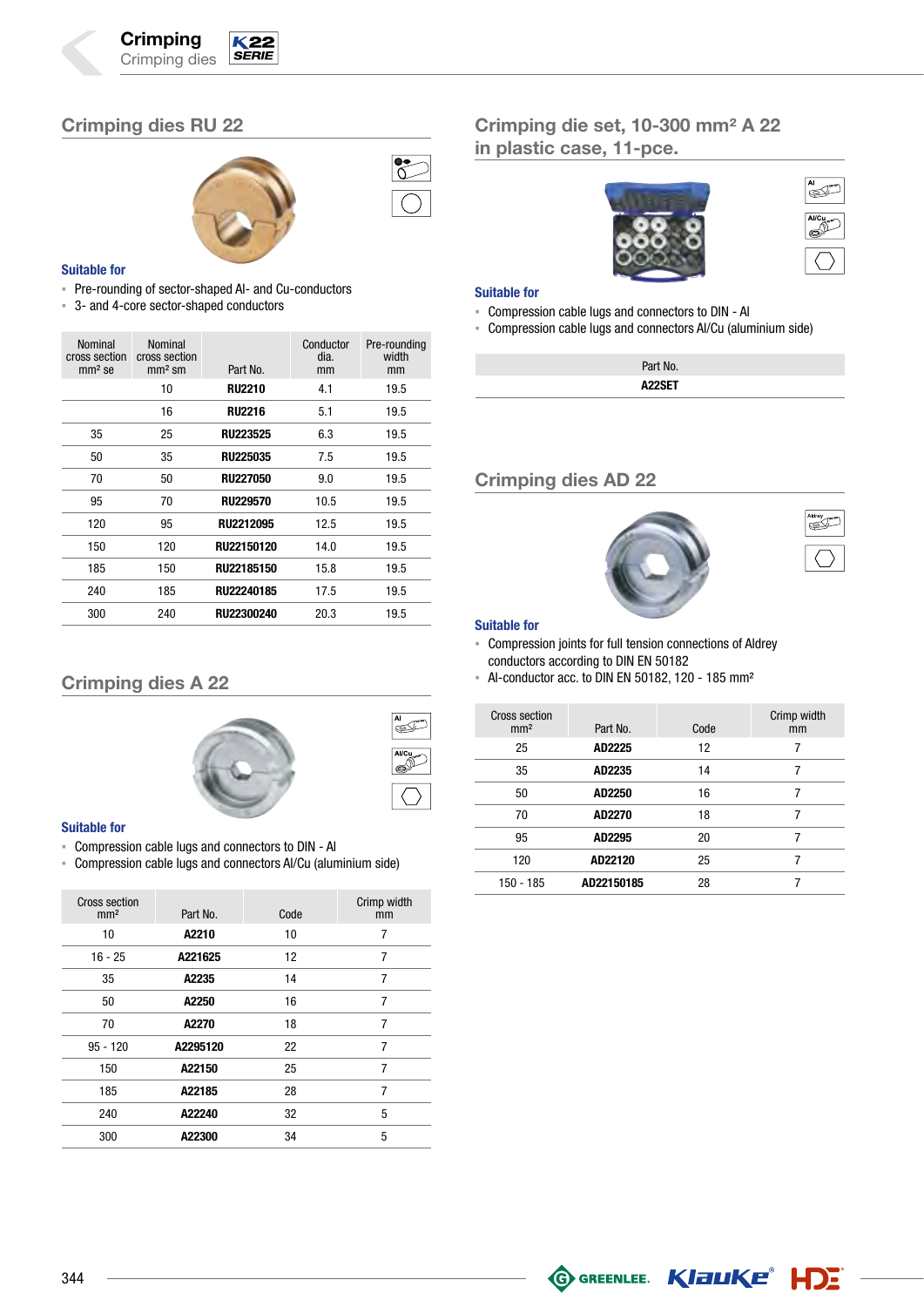## Crimping dies RU 22

**Suitable for**

- Pre-rounding of sector-shaped Al- and Cu-conductors
- 3- and 4-core sector-shaped conductors

| Nominal cross section mm² se | Nominal cross section mm² sm | Part No. | Conductor dia. mm | Pre-rounding width mm |
|---|---|---|---|---|
| | 10 | **RU2210** | 4.1 | 19.5 |
| | 16 | **RU2216** | 5.1 | 19.5 |
| 35 | 25 | **RU223525** | 6.3 | 19.5 |
| 50 | 35 | **RU225035** | 7.5 | 19.5 |
| 70 | 50 | **RU227050** | 9.0 | 19.5 |
| 95 | 70 | **RU229570** | 10.5 | 19.5 |
| 120 | 95 | **RU2212095** | 12.5 | 19.5 |
| 150 | 120 | **RU22150120** | 14.0 | 19.5 |
| 185 | 150 | **RU22185150** | 15.8 | 19.5 |
| 240 | 185 | **RU22240185** | 17.5 | 19.5 |
| 300 | 240 | **RU22300240** | 20.3 | 19.5 |

## Crimping dies A 22

**Suitable for**

- Compression cable lugs and connectors to DIN - Al
- Compression cable lugs and connectors Al/Cu (aluminium side)

| Cross section mm² | Part No. | Code | Crimp width mm |
|---|---|---|---|
| 10 | **A2210** | 10 | 7 |
| 16 - 25 | **A221625** | 12 | 7 |
| 35 | **A2235** | 14 | 7 |
| 50 | **A2250** | 16 | 7 |
| 70 | **A2270** | 18 | 7 |
| 95 - 120 | **A2295120** | 22 | 7 |
| 150 | **A22150** | 25 | 7 |
| 185 | **A22185** | 28 | 7 |
| 240 | **A22240** | 32 | 5 |
| 300 | **A22300** | 34 | 5 |

## Crimping die set, 10-300 mm² A 22 in plastic case, 11-pce.

**Suitable for**

- Compression cable lugs and connectors to DIN - Al
- Compression cable lugs and connectors Al/Cu (aluminium side)

| Part No. |
|---|
| **A22SET** |

## Crimping dies AD 22

**Suitable for**

- Compression joints for full tension connections of Aldrey conductors according to DIN EN 50182
- Al-conductor acc. to DIN EN 50182, 120 - 185 mm²

| Cross section mm² | Part No. | Code | Crimp width mm |
|---|---|---|---|
| 25 | **AD2225** | 12 | 7 |
| 35 | **AD2235** | 14 | 7 |
| 50 | **AD2250** | 16 | 7 |
| 70 | **AD2270** | 18 | 7 |
| 95 | **AD2295** | 20 | 7 |
| 120 | **AD22120** | 25 | 7 |
| 150 - 185 | **AD22150185** | 28 | 7 |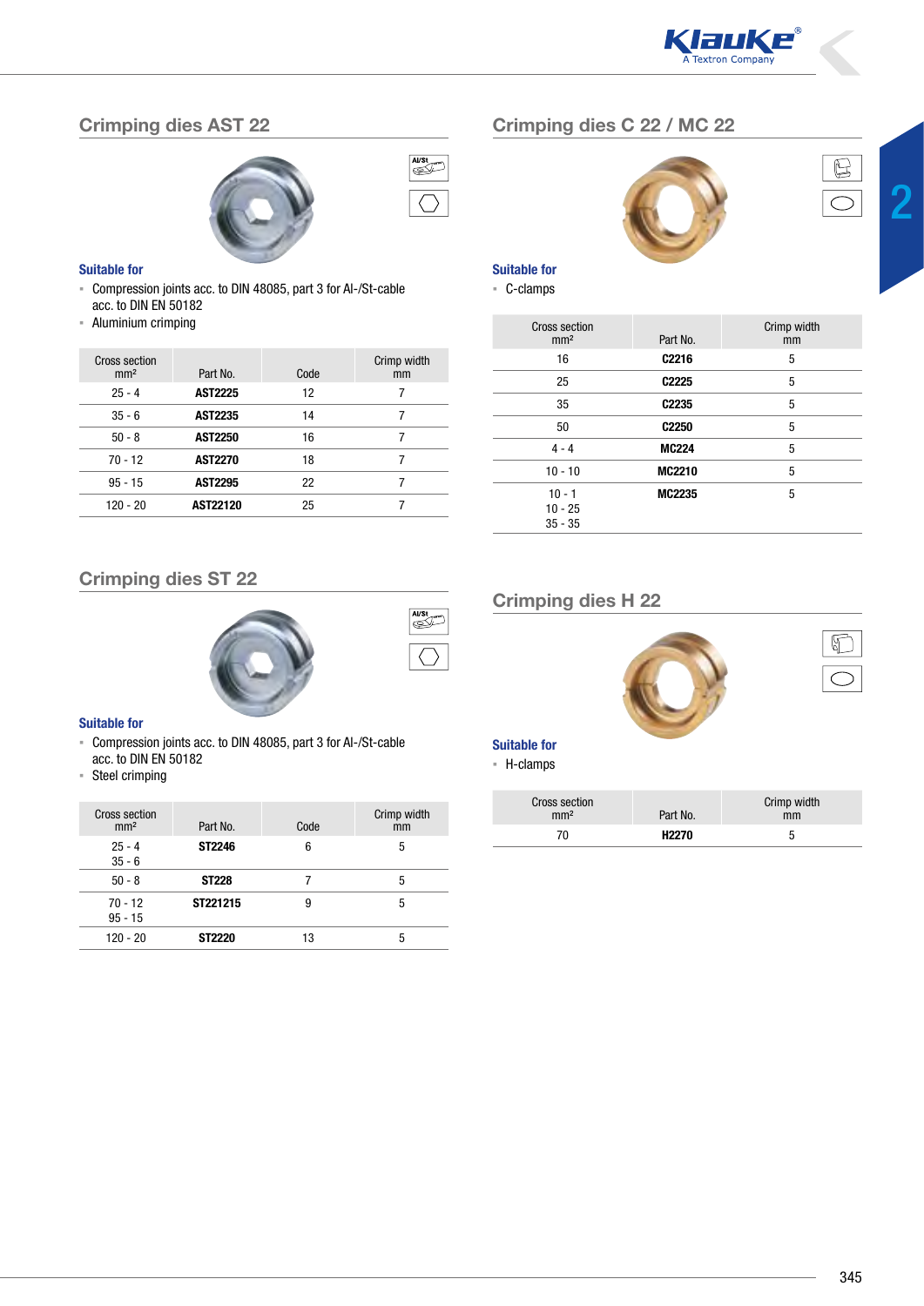## Crimping dies AST 22

**Suitable for**

- Compression joints acc. to DIN 48085, part 3 for Al-/St-cable acc. to DIN EN 50182
- Aluminium crimping

| Cross section mm² | Part No. | Code | Crimp width mm |
|---|---|---|---|
| 25 - 4 | **AST2225** | 12 | 7 |
| 35 - 6 | **AST2235** | 14 | 7 |
| 50 - 8 | **AST2250** | 16 | 7 |
| 70 - 12 | **AST2270** | 18 | 7 |
| 95 - 15 | **AST2295** | 22 | 7 |
| 120 - 20 | **AST22120** | 25 | 7 |

## Crimping dies C 22 / MC 22

**Suitable for**

- C-clamps

| Cross section mm² | Part No. | Crimp width mm |
|---|---|---|
| 16 | **C2216** | 5 |
| 25 | **C2225** | 5 |
| 35 | **C2235** | 5 |
| 50 | **C2250** | 5 |
| 4 - 4 | **MC224** | 5 |
| 10 - 10 | **MC2210** | 5 |
| 10 - 1<br>10 - 25<br>35 - 35 | **MC2235** | 5 |

## Crimping dies ST 22

**Suitable for**

- Compression joints acc. to DIN 48085, part 3 for Al-/St-cable acc. to DIN EN 50182
- Steel crimping

| Cross section mm² | Part No. | Code | Crimp width mm |
|---|---|---|---|
| 25 - 4<br>35 - 6 | **ST2246** | 6 | 5 |
| 50 - 8 | **ST228** | 7 | 5 |
| 70 - 12<br>95 - 15 | **ST221215** | 9 | 5 |
| 120 - 20 | **ST2220** | 13 | 5 |

## Crimping dies H 22

**Suitable for**

- H-clamps

| Cross section mm² | Part No. | Crimp width mm |
|---|---|---|
| 70 | **H2270** | 5 |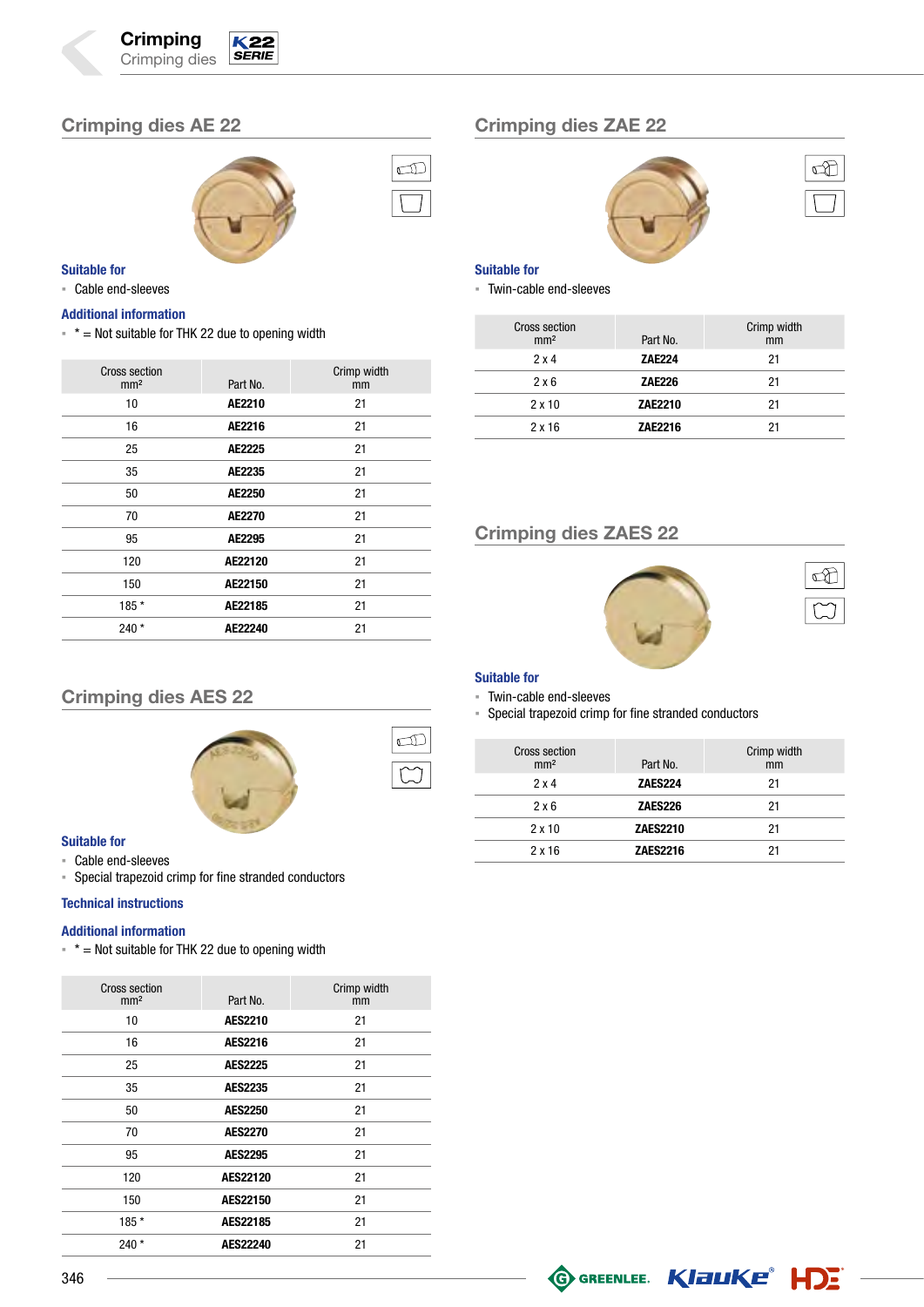## Crimping dies AE 22

**Suitable for**

- Cable end-sleeves

**Additional information**

- * = Not suitable for THK 22 due to opening width

| Cross section mm² | Part No. | Crimp width mm |
|---|---|---|
| 10 | **AE2210** | 21 |
| 16 | **AE2216** | 21 |
| 25 | **AE2225** | 21 |
| 35 | **AE2235** | 21 |
| 50 | **AE2250** | 21 |
| 70 | **AE2270** | 21 |
| 95 | **AE2295** | 21 |
| 120 | **AE22120** | 21 |
| 150 | **AE22150** | 21 |
| 185 * | **AE22185** | 21 |
| 240 * | **AE22240** | 21 |

## Crimping dies AES 22

**Suitable for**

- Cable end-sleeves
- Special trapezoid crimp for fine stranded conductors

**Technical instructions**

**Additional information**

- * = Not suitable for THK 22 due to opening width

| Cross section mm² | Part No. | Crimp width mm |
|---|---|---|
| 10 | **AES2210** | 21 |
| 16 | **AES2216** | 21 |
| 25 | **AES2225** | 21 |
| 35 | **AES2235** | 21 |
| 50 | **AES2250** | 21 |
| 70 | **AES2270** | 21 |
| 95 | **AES2295** | 21 |
| 120 | **AES22120** | 21 |
| 150 | **AES22150** | 21 |
| 185 * | **AES22185** | 21 |
| 240 * | **AES22240** | 21 |

## Crimping dies ZAE 22

**Suitable for**

- Twin-cable end-sleeves

| Cross section mm² | Part No. | Crimp width mm |
|---|---|---|
| 2 x 4 | **ZAE224** | 21 |
| 2 x 6 | **ZAE226** | 21 |
| 2 x 10 | **ZAE2210** | 21 |
| 2 x 16 | **ZAE2216** | 21 |

## Crimping dies ZAES 22

**Suitable for**

- Twin-cable end-sleeves
- Special trapezoid crimp for fine stranded conductors

| Cross section mm² | Part No. | Crimp width mm |
|---|---|---|
| 2 x 4 | **ZAES224** | 21 |
| 2 x 6 | **ZAES226** | 21 |
| 2 x 10 | **ZAES2210** | 21 |
| 2 x 16 | **ZAES2216** | 21 |